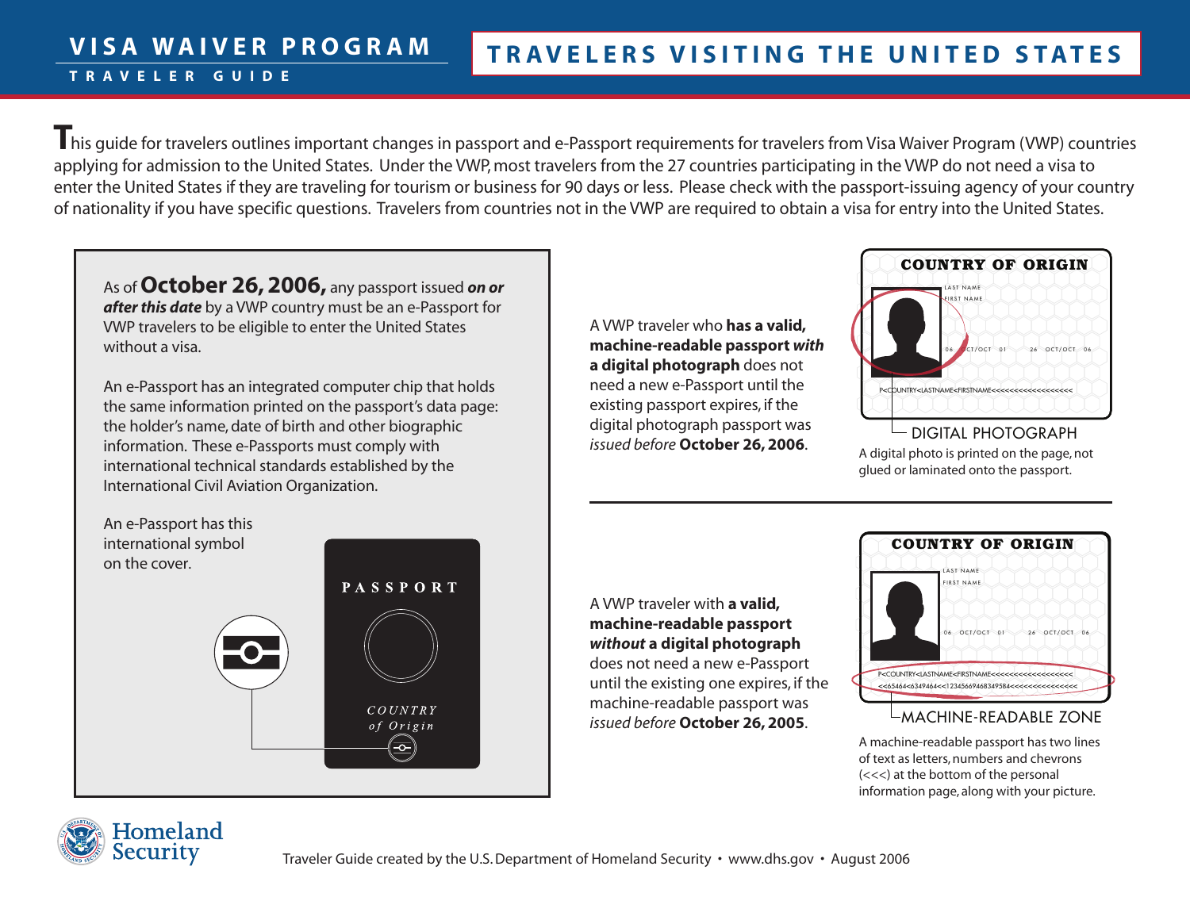# VISA WAIVER PROGRAM

## TRAVELER GUIDE

## TRAVELERS VISITING THE UNITED STATES

This guide for travelers outlines important changes in passport and e-Passport requirements for travelers from Visa Waiver Program (VWP) countries applying for admission to the United States. Under the VWP, most travelers from the 27 countries participating in the VWP do not need a visa to enter the United States if they are traveling for tourism or business for 90 days or less. Please check with the passport-issuing agency of your country of nationality if you have specific questions. Travelers from countries not in the VWP are required to obtain a visa for entry into the United States.

As of **October 26, 2006,** any passport issued ***on or after this date*** by a VWP country must be an e-Passport for VWP travelers to be eligible to enter the United States without a visa.

An e-Passport has an integrated computer chip that holds the same information printed on the passport's data page: the holder's name, date of birth and other biographic information. These e-Passports must comply with international technical standards established by the International Civil Aviation Organization.

An e-Passport has this international symbol on the cover.

PASSPORT

COUNTRY *of Origin*

A VWP traveler who **has a valid, machine-readable passport *with* a digital photograph** does not need a new e-Passport until the existing passport expires, if the digital photograph passport was *issued before* **October 26, 2006**.

COUNTRY OF ORIGIN

LAST NAME
FIRST NAME
06 OCT/OCT 01 26 OCT/OCT 06
P<COUNTRY<LASTNAME<FIRSTNAME<<<<<<<<<<<<<<<<<<<<

DIGITAL PHOTOGRAPH

A digital photo is printed on the page, not glued or laminated onto the passport.

A VWP traveler with **a valid, machine-readable passport *without* a digital photograph** does not need a new e-Passport until the existing one expires, if the machine-readable passport was *issued before* **October 26, 2005**.

COUNTRY OF ORIGIN

LAST NAME
FIRST NAME
06 OCT/OCT 01 26 OCT/OCT 06
P<COUNTRY<LASTNAME<FIRSTNAME<<<<<<<<<<<<<<<<<<<<
<<65464<6349464<<12345669468349584<<<<<<<<<<<<<<<<

MACHINE-READABLE ZONE

A machine-readable passport has two lines of text as letters, numbers and chevrons (<<<) at the bottom of the personal information page, along with your picture.

Homeland Security

Traveler Guide created by the U.S. Department of Homeland Security • www.dhs.gov • August 2006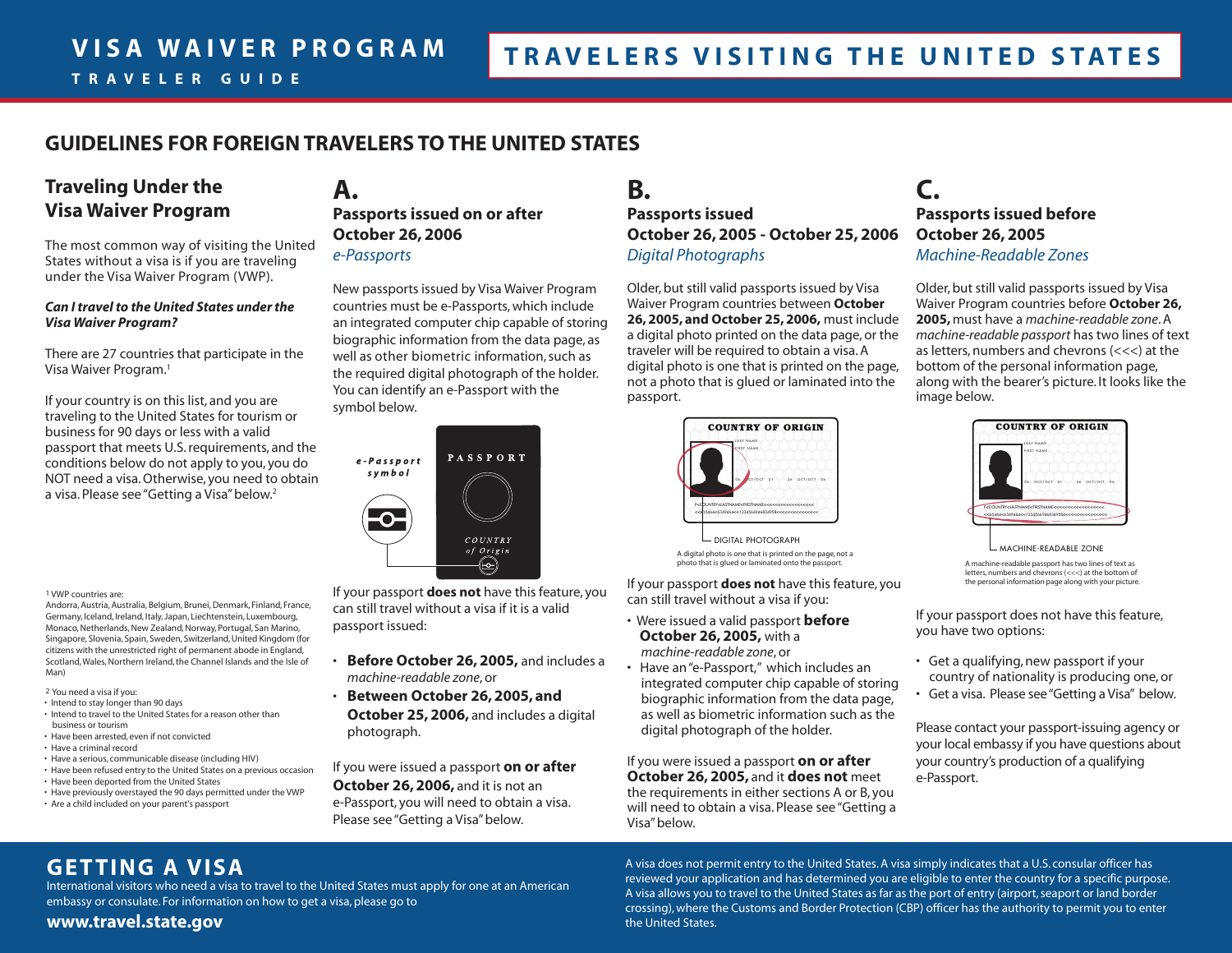# VISA WAIVER PROGRAM

TRAVELER GUIDE

**TRAVELERS VISITING THE UNITED STATES**

## GUIDELINES FOR FOREIGN TRAVELERS TO THE UNITED STATES

### Traveling Under the Visa Waiver Program

The most common way of visiting the United States without a visa is if you are traveling under the Visa Waiver Program (VWP).

***Can I travel to the United States under the Visa Waiver Program?***

There are 27 countries that participate in the Visa Waiver Program.[1]

If your country is on this list, and you are traveling to the United States for tourism or business for 90 days or less with a valid passport that meets U.S. requirements, and the conditions below do not apply to you, you do NOT need a visa. Otherwise, you will need to obtain a visa. Please see "Getting a Visa" below.[2]

[1] VWP countries are:
Andorra, Austria, Australia, Belgium, Brunei, Denmark, Finland, France, Germany, Iceland, Ireland, Italy, Japan, Liechtenstein, Luxembourg, Monaco, Netherlands, New Zealand, Norway, Portugal, San Marino, Singapore, Slovenia, Spain, Sweden, Switzerland, United Kingdom (for citizens with the unrestricted right of permanent abode in England, Scotland, Wales, Northern Ireland, the Channel Islands and the Isle of Man)

[2] You need a visa if you:
- Intend to stay longer than 90 days
- Intend to travel to the United States for a reason other than business or tourism
- Have been arrested, even if not convicted
- Have a criminal record
- Have a serious, communicable disease (including HIV)
- Have been refused entry to the United States on a previous occasion
- Have been deported from the United States
- Have previously overstayed the 90 days permitted under the VWP
- Are a child included on your parent's passport

### A. Passports issued on or after October 26, 2006

*e-Passports*

New passports issued by Visa Waiver Program countries must be e-Passports, which include an integrated computer chip capable of storing biographic information from the data page, as well as other biometric information, such as the required digital photograph of the holder. You can identify an e-Passport with the symbol below.

e-Passport symbol

PASSPORT

COUNTRY of Origin

If your passport **does not** have this feature, you can still travel without a visa if it is a valid passport issued:

- **Before October 26, 2005,** and includes a *machine-readable zone*, or
- **Between October 26, 2005, and October 25, 2006,** and includes a digital photograph.

If you were issued a passport **on or after October 26, 2006,** and it is not an e-Passport, you will need to obtain a visa. Please see "Getting a Visa" below.

### B. Passports issued October 26, 2005 - October 25, 2006

*Digital Photographs*

Older, but still valid passports issued by Visa Waiver Program countries between **October 26, 2005, and October 25, 2006,** must include a digital photo printed on the data page, or the traveler will be required to obtain a visa. A digital photo is one that is printed on the page, not a photo that is glued or laminated into the passport.

COUNTRY OF ORIGIN

DIGITAL PHOTOGRAPH

A digital photo is one that is printed on the page, not a photo that is glued or laminated onto the passport.

If your passport **does not** have this feature, you can still travel without a visa if you:

- Were issued a valid passport **before October 26, 2005,** with a *machine-readable zone*, or
- Have an "e-Passport," which includes an integrated computer chip capable of storing biographic information from the data page, as well as biometric information such as the digital photograph of the holder.

If you were issued a passport **on or after October 26, 2005,** and it **does not** meet the requirements in either sections A or B, you will need to obtain a visa. Please see "Getting a Visa" below.

### C. Passports issued before October 26, 2005

*Machine-Readable Zones*

Older, but still valid passports issued by Visa Waiver Program countries before **October 26, 2005,** must have a *machine-readable zone*. A *machine-readable passport* has two lines of text as letters, numbers and chevrons (<<<) at the bottom of the personal information page, along with the bearer's picture. It looks like the image below.

COUNTRY OF ORIGIN

MACHINE-READABLE ZONE

A machine-readable passport has two lines of text as letters, numbers and chevrons (<<<) at the bottom of the personal information page along with your picture.

If your passport does not have this feature, you have two options:

- Get a qualifying, new passport if your country of nationality is producing one, or
- Get a visa. Please see "Getting a Visa" below.

Please contact your passport-issuing agency or your local embassy if you have questions about your country's production of a qualifying e-Passport.

## GETTING A VISA

International visitors who need a visa to travel to the United States must apply for one at an American embassy or consulate. For information on how to get a visa, please go to

**www.travel.state.gov**

A visa does not permit entry to the United States. A visa simply indicates that a U.S. consular officer has reviewed your application and has determined you are eligible to enter the country for a specific purpose. A visa allows you to travel to the United States as far as the port of entry (airport, seaport or land border crossing), where the Customs and Border Protection (CBP) officer has the authority to permit you to enter the United States.